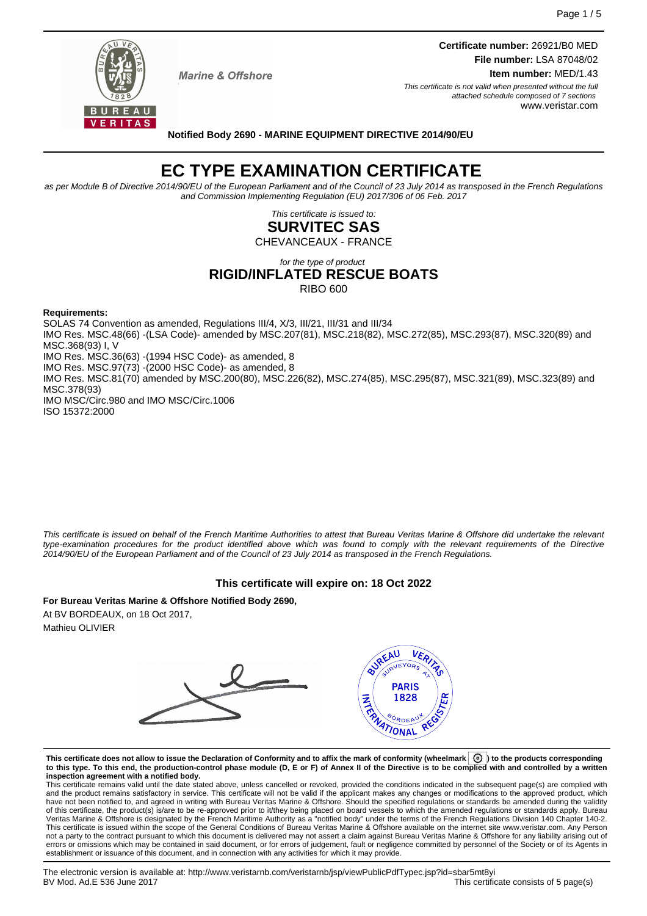Marine & Offshore

**Certificate number:** 26921/B0 MED
**File number:** LSA 87048/02
**Item number:** MED/1.43

*This certificate is not valid when presented without the full attached schedule composed of 7 sections*
www.veristar.com

**Notified Body 2690 - MARINE EQUIPMENT DIRECTIVE 2014/90/EU**

# EC TYPE EXAMINATION CERTIFICATE

*as per Module B of Directive 2014/90/EU of the European Parliament and of the Council of 23 July 2014 as transposed in the French Regulations and Commission Implementing Regulation (EU) 2017/306 of 06 Feb. 2017*

*This certificate is issued to:*

**SURVITEC SAS**

CHEVANCEAUX - FRANCE

*for the type of product*

**RIGID/INFLATED RESCUE BOATS**

RIBO 600

**Requirements:**

SOLAS 74 Convention as amended, Regulations III/4, X/3, III/21, III/31 and III/34
IMO Res. MSC.48(66) -(LSA Code)- amended by MSC.207(81), MSC.218(82), MSC.272(85), MSC.293(87), MSC.320(89) and MSC.368(93) I, V
IMO Res. MSC.36(63) -(1994 HSC Code)- as amended, 8
IMO Res. MSC.97(73) -(2000 HSC Code)- as amended, 8
IMO Res. MSC.81(70) amended by MSC.200(80), MSC.226(82), MSC.274(85), MSC.295(87), MSC.321(89), MSC.323(89) and MSC.378(93)
IMO MSC/Circ.980 and IMO MSC/Circ.1006
ISO 15372:2000

*This certificate is issued on behalf of the French Maritime Authorities to attest that Bureau Veritas Marine & Offshore did undertake the relevant type-examination procedures for the product identified above which was found to comply with the relevant requirements of the Directive 2014/90/EU of the European Parliament and of the Council of 23 July 2014 as transposed in the French Regulations.*

**This certificate will expire on: 18 Oct 2022**

**For Bureau Veritas Marine & Offshore Notified Body 2690,**
At BV BORDEAUX, on 18 Oct 2017,
Mathieu OLIVIER

**This certificate does not allow to issue the Declaration of Conformity and to affix the mark of conformity (wheelmark) to the products corresponding to this type. To this end, the production-control phase module (D, E or F) of Annex II of the Directive is to be complied with and controlled by a written inspection agreement with a notified body.**

This certificate remains valid until the date stated above, unless cancelled or revoked, provided the conditions indicated in the subsequent page(s) are complied with and the product remains satisfactory in service. This certificate will not be valid if the applicant makes any changes or modifications to the approved product, which have not been notified to, and agreed in writing with Bureau Veritas Marine & Offshore. Should the specified regulations or standards be amended during the validity of this certificate, the product(s) is/are to be re-approved prior to it/they being placed on board vessels to which the amended regulations or standards apply. Bureau Veritas Marine & Offshore is designated by the French Maritime Authority as a "notified body" under the terms of the French Regulations Division 140 Chapter 140-2. This certificate is issued within the scope of the General Conditions of Bureau Veritas Marine & Offshore available on the internet site www.veristar.com. Any Person not a party to the contract pursuant to which this document is delivered may not assert a claim against Bureau Veritas Marine & Offshore for any liability arising out of errors or omissions which may be contained in said document, or for errors of judgement, fault or negligence committed by personnel of the Society or of its Agents in establishment or issuance of this document, and in connection with any activities for which it may provide.

The electronic version is available at: http://www.veristarnb.com/veristarnb/jsp/viewPublicPdfTypec.jsp?id=sbar5mt8yi
BV Mod. Ad.E 536 June 2017 — This certificate consists of 5 page(s)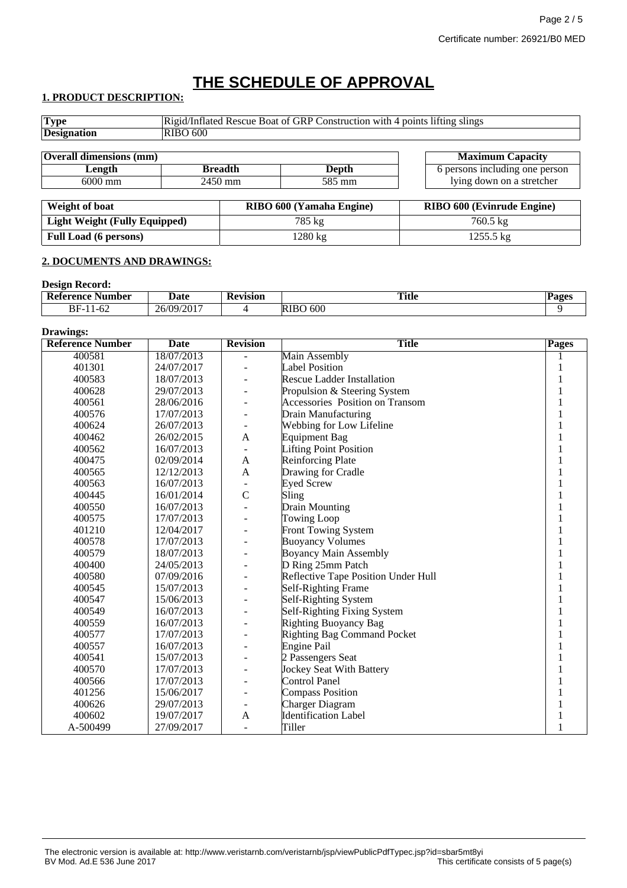Certificate number: 26921/B0 MED

# THE SCHEDULE OF APPROVAL

## 1. PRODUCT DESCRIPTION:

| **Type** | Rigid/Inflated Rescue Boat of GRP Construction with 4 points lifting slings |
|---|---|
| **Designation** | RIBO 600 |

| Overall dimensions (mm) | | |
|---|---|---|
| **Length** | **Breadth** | **Depth** |
| 6000 mm | 2450 mm | 585 mm |

| **Maximum Capacity** |
|---|
| 6 persons including one person lying down on a stretcher |

| **Weight of boat** | **RIBO 600 (Yamaha Engine)** | **RIBO 600 (Evinrude Engine)** |
|---|---|---|
| **Light Weight (Fully Equipped)** | 785 kg | 760.5 kg |
| **Full Load (6 persons)** | 1280 kg | 1255.5 kg |

## 2. DOCUMENTS AND DRAWINGS:

**Design Record:**

| Reference Number | Date | Revision | Title | Pages |
|---|---|---|---|---|
| BF-11-62 | 26/09/2017 | 4 | RIBO 600 | 9 |

**Drawings:**

| Reference Number | Date | Revision | Title | Pages |
|---|---|---|---|---|
| 400581 | 18/07/2013 | - | Main Assembly | 1 |
| 401301 | 24/07/2017 | - | Label Position | 1 |
| 400583 | 18/07/2013 | - | Rescue Ladder Installation | 1 |
| 400628 | 29/07/2013 | - | Propulsion & Steering System | 1 |
| 400561 | 28/06/2016 | - | Accessories Position on Transom | 1 |
| 400576 | 17/07/2013 | - | Drain Manufacturing | 1 |
| 400624 | 26/07/2013 | - | Webbing for Low Lifeline | 1 |
| 400462 | 26/02/2015 | A | Equipment Bag | 1 |
| 400562 | 16/07/2013 | - | Lifting Point Position | 1 |
| 400475 | 02/09/2014 | A | Reinforcing Plate | 1 |
| 400565 | 12/12/2013 | A | Drawing for Cradle | 1 |
| 400563 | 16/07/2013 | - | Eyed Screw | 1 |
| 400445 | 16/01/2014 | C | Sling | 1 |
| 400550 | 16/07/2013 | - | Drain Mounting | 1 |
| 400575 | 17/07/2013 | - | Towing Loop | 1 |
| 401210 | 12/04/2017 | - | Front Towing System | 1 |
| 400578 | 17/07/2013 | - | Buoyancy Volumes | 1 |
| 400579 | 18/07/2013 | - | Boyancy Main Assembly | 1 |
| 400400 | 24/05/2013 | - | D Ring 25mm Patch | 1 |
| 400580 | 07/09/2016 | - | Reflective Tape Position Under Hull | 1 |
| 400545 | 15/07/2013 | - | Self-Righting Frame | 1 |
| 400547 | 15/06/2013 | - | Self-Righting System | 1 |
| 400549 | 16/07/2013 | - | Self-Righting Fixing System | 1 |
| 400559 | 16/07/2013 | - | Righting Buoyancy Bag | 1 |
| 400577 | 17/07/2013 | - | Righting Bag Command Pocket | 1 |
| 400557 | 16/07/2013 | - | Engine Pail | 1 |
| 400541 | 15/07/2013 | - | 2 Passengers Seat | 1 |
| 400570 | 17/07/2013 | - | Jockey Seat With Battery | 1 |
| 400566 | 17/07/2013 | - | Control Panel | 1 |
| 401256 | 15/06/2017 | - | Compass Position | 1 |
| 400626 | 29/07/2013 | - | Charger Diagram | 1 |
| 400602 | 19/07/2017 | A | Identification Label | 1 |
| A-500499 | 27/09/2017 | - | Tiller | 1 |

The electronic version is available at: http://www.veristarnb.com/veristarnb/jsp/viewPublicPdfTypec.jsp?id=sbar5mt8yi
BV Mod. Ad.E 536 June 2017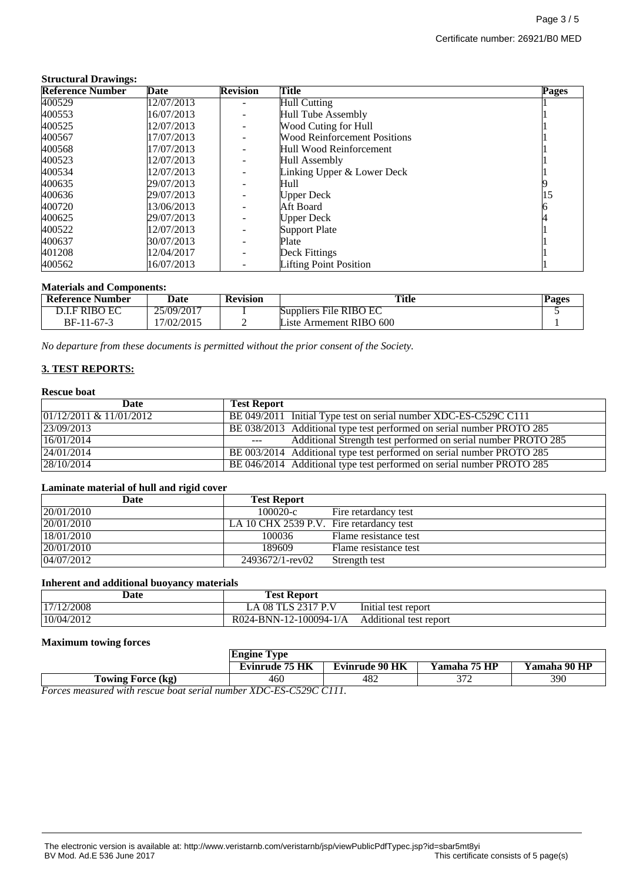Certificate number: 26921/B0 MED

**Structural Drawings:**

| Reference Number | Date | Revision | Title | Pages |
|---|---|---|---|---|
| 400529 | 12/07/2013 | - | Hull Cutting | 1 |
| 400553 | 16/07/2013 | - | Hull Tube Assembly | 1 |
| 400525 | 12/07/2013 | - | Wood Cuting for Hull | 1 |
| 400567 | 17/07/2013 | - | Wood Reinforcement Positions | 1 |
| 400568 | 17/07/2013 | - | Hull Wood Reinforcement | 1 |
| 400523 | 12/07/2013 | - | Hull Assembly | 1 |
| 400534 | 12/07/2013 | - | Linking Upper & Lower Deck | 1 |
| 400635 | 29/07/2013 | - | Hull | 9 |
| 400636 | 29/07/2013 | - | Upper Deck | 15 |
| 400720 | 13/06/2013 | - | Aft Board | 6 |
| 400625 | 29/07/2013 | - | Upper Deck | 4 |
| 400522 | 12/07/2013 | - | Support Plate | 1 |
| 400637 | 30/07/2013 | - | Plate | 1 |
| 401208 | 12/04/2017 | - | Deck Fittings | 1 |
| 400562 | 16/07/2013 | - | Lifting Point Position | 1 |

**Materials and Components:**

| Reference Number | Date | Revision | Title | Pages |
|---|---|---|---|---|
| D.I.F RIBO EC | 25/09/2017 | I | Suppliers File RIBO EC | 5 |
| BF-11-67-3 | 17/02/2015 | 2 | Liste Armement RIBO 600 | 1 |

*No departure from these documents is permitted without the prior consent of the Society.*

## 3. TEST REPORTS:

**Rescue boat**

| Date | Test Report |
|---|---|
| 01/12/2011 & 11/01/2012 | BE 049/2011 Initial Type test on serial number XDC-ES-C529C C111 |
| 23/09/2013 | BE 038/2013 Additional type test performed on serial number PROTO 285 |
| 16/01/2014 | --- Additional Strength test performed on serial number PROTO 285 |
| 24/01/2014 | BE 003/2014 Additional type test performed on serial number PROTO 285 |
| 28/10/2014 | BE 046/2014 Additional type test performed on serial number PROTO 285 |

**Laminate material of hull and rigid cover**

| Date | Test Report | |
|---|---|---|
| 20/01/2010 | 100020-c | Fire retardancy test |
| 20/01/2010 | LA 10 CHX 2539 P.V. | Fire retardancy test |
| 18/01/2010 | 100036 | Flame resistance test |
| 20/01/2010 | 189609 | Flame resistance test |
| 04/07/2012 | 2493672/1-rev02 | Strength test |

**Inherent and additional buoyancy materials**

| Date | Test Report | |
|---|---|---|
| 17/12/2008 | LA 08 TLS 2317 P.V | Initial test report |
| 10/04/2012 | R024-BNN-12-100094-1/A | Additional test report |

**Maximum towing forces**

| | Engine Type | | | |
|---|---|---|---|---|
| | Evinrude 75 HK | Evinrude 90 HK | Yamaha 75 HP | Yamaha 90 HP |
| **Towing Force (kg)** | 460 | 482 | 372 | 390 |

*Forces measured with rescue boat serial number XDC-ES-C529C C111.*

The electronic version is available at: http://www.veristarnb.com/veristarnb/jsp/viewPublicPdfTypec.jsp?id=sbar5mt8yi
BV Mod. Ad.E 536 June 2017 — This certificate consists of 5 page(s)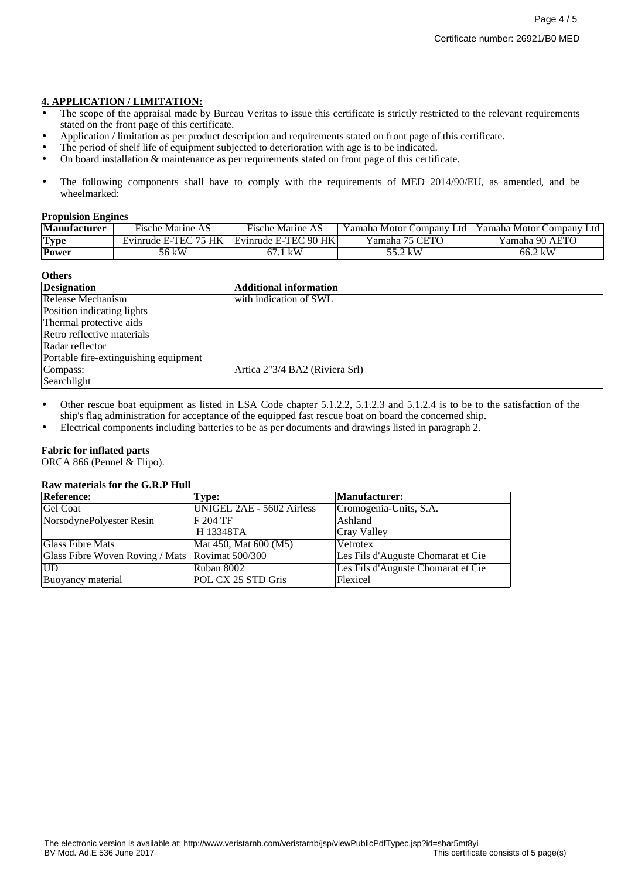## 4. APPLICATION / LIMITATION:

- The scope of the appraisal made by Bureau Veritas to issue this certificate is strictly restricted to the relevant requirements stated on the front page of this certificate.
- Application / limitation as per product description and requirements stated on front page of this certificate.
- The period of shelf life of equipment subjected to deterioration with age is to be indicated.
- On board installation & maintenance as per requirements stated on front page of this certificate.

- The following components shall have to comply with the requirements of MED 2014/90/EU, as amended, and be wheelmarked:

**Propulsion Engines**

| **Manufacturer** | Fische Marine AS | Fische Marine AS | Yamaha Motor Company Ltd | Yamaha Motor Company Ltd |
|---|---|---|---|---|
| **Type** | Evinrude E-TEC 75 HK | Evinrude E-TEC 90 HK | Yamaha 75 CETO | Yamaha 90 AETO |
| **Power** | 56 kW | 67.1 kW | 55.2 kW | 66.2 kW |

**Others**

| **Designation** | **Additional information** |
|---|---|
| Release Mechanism | with indication of SWL |
| Position indicating lights | |
| Thermal protective aids | |
| Retro reflective materials | |
| Radar reflector | |
| Portable fire-extinguishing equipment | |
| Compass: | Artica 2"3/4 BA2 (Riviera Srl) |
| Searchlight | |

- Other rescue boat equipment as listed in LSA Code chapter 5.1.2.2, 5.1.2.3 and 5.1.2.4 is to be to the satisfaction of the ship's flag administration for acceptance of the equipped fast rescue boat on board the concerned ship.
- Electrical components including batteries to be as per documents and drawings listed in paragraph 2.

**Fabric for inflated parts**

ORCA 866 (Pennel & Flipo).

**Raw materials for the G.R.P Hull**

| **Reference:** | **Type:** | **Manufacturer:** |
|---|---|---|
| Gel Coat | UNIGEL 2AE - 5602 Airless | Cromogenia-Units, S.A. |
| NorsodynePolyester Resin | F 204 TF<br>H 13348TA | Ashland<br>Cray Valley |
| Glass Fibre Mats | Mat 450, Mat 600 (M5) | Vetrotex |
| Glass Fibre Woven Roving / Mats | Rovimat 500/300 | Les Fils d'Auguste Chomarat et Cie |
| UD | Ruban 8002 | Les Fils d'Auguste Chomarat et Cie |
| Buoyancy material | POL CX 25 STD Gris | Flexicel |

The electronic version is available at: http://www.veristarnb.com/veristarnb/jsp/viewPublicPdfTypec.jsp?id=sbar5mt8yi
BV Mod. Ad.E 536 June 2017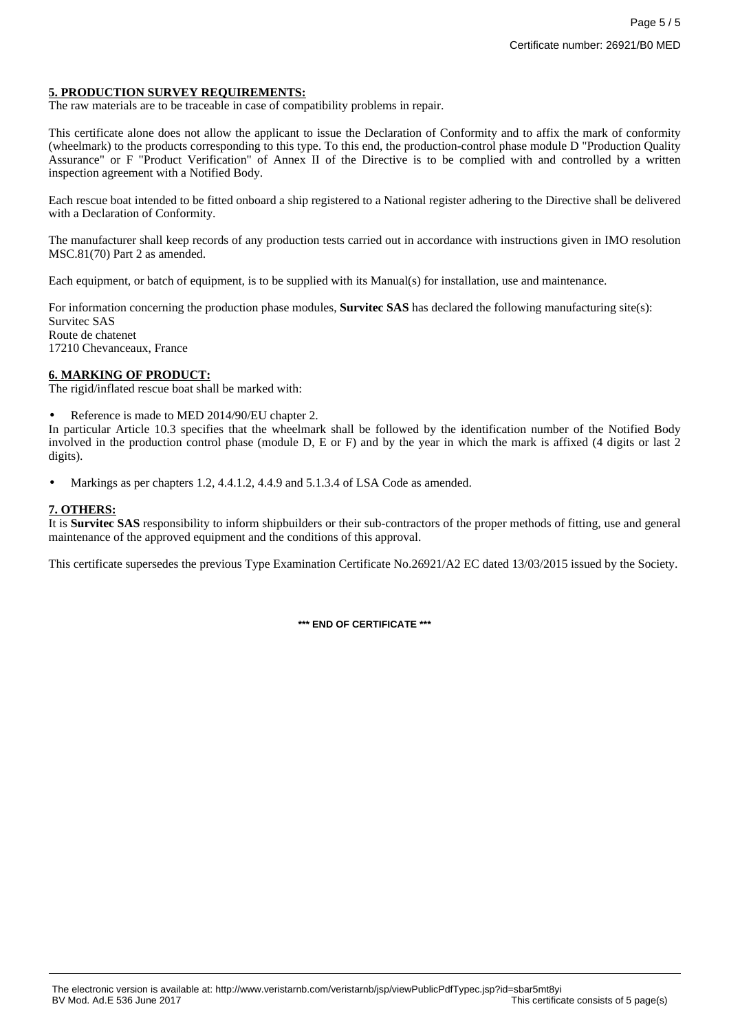## 5. PRODUCTION SURVEY REQUIREMENTS:

The raw materials are to be traceable in case of compatibility problems in repair.

This certificate alone does not allow the applicant to issue the Declaration of Conformity and to affix the mark of conformity (wheelmark) to the products corresponding to this type. To this end, the production-control phase module D "Production Quality Assurance" or F "Product Verification" of Annex II of the Directive is to be complied with and controlled by a written inspection agreement with a Notified Body.

Each rescue boat intended to be fitted onboard a ship registered to a National register adhering to the Directive shall be delivered with a Declaration of Conformity.

The manufacturer shall keep records of any production tests carried out in accordance with instructions given in IMO resolution MSC.81(70) Part 2 as amended.

Each equipment, or batch of equipment, is to be supplied with its Manual(s) for installation, use and maintenance.

For information concerning the production phase modules, **Survitec SAS** has declared the following manufacturing site(s):
Survitec SAS
Route de chatenet
17210 Chevanceaux, France

## 6. MARKING OF PRODUCT:

The rigid/inflated rescue boat shall be marked with:

- Reference is made to MED 2014/90/EU chapter 2.

In particular Article 10.3 specifies that the wheelmark shall be followed by the identification number of the Notified Body involved in the production control phase (module D, E or F) and by the year in which the mark is affixed (4 digits or last 2 digits).

- Markings as per chapters 1.2, 4.4.1.2, 4.4.9 and 5.1.3.4 of LSA Code as amended.

## 7. OTHERS:

It is **Survitec SAS** responsibility to inform shipbuilders or their sub-contractors of the proper methods of fitting, use and general maintenance of the approved equipment and the conditions of this approval.

This certificate supersedes the previous Type Examination Certificate No.26921/A2 EC dated 13/03/2015 issued by the Society.

**\*\*\* END OF CERTIFICATE \*\*\***

The electronic version is available at: http://www.veristarnb.com/veristarnb/jsp/viewPublicPdfTypec.jsp?id=sbar5mt8yi
BV Mod. Ad.E 536 June 2017